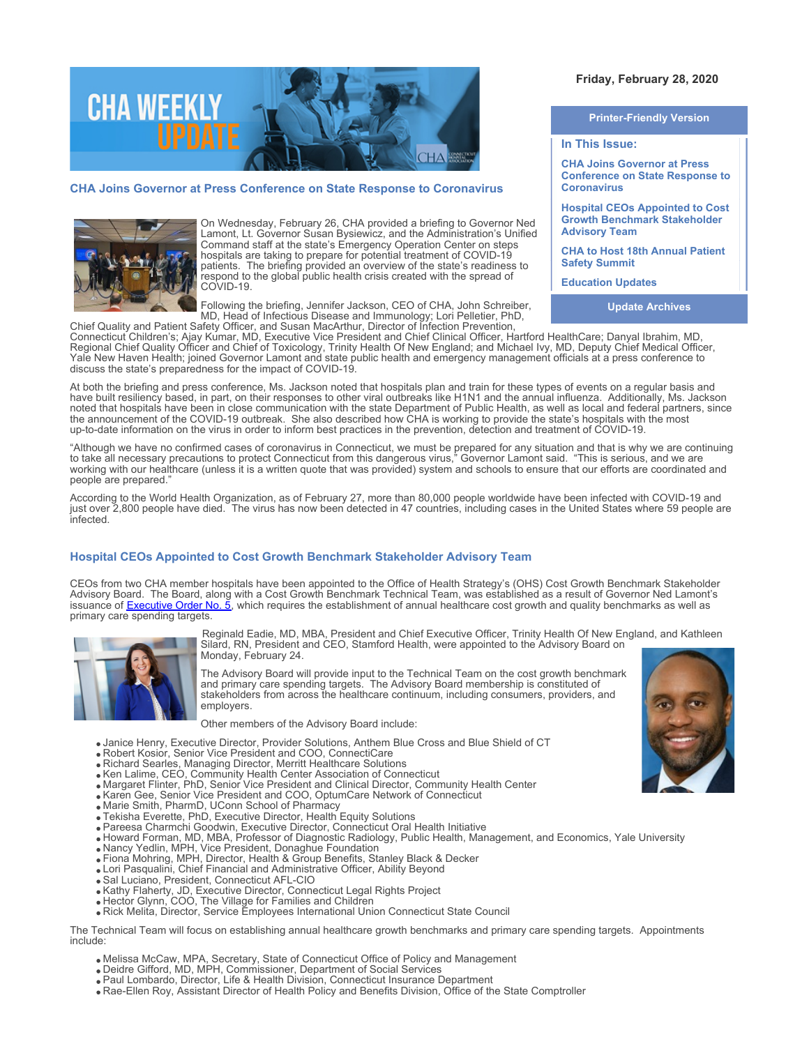Friday, February 28, 2020

Printer-Friendly Version

**In This Issue:**

- CHA Joins Governor at Press Conference on State Response to Coronavirus
- Hospital CEOs Appointed to Cost Growth Benchmark Stakeholder Advisory Team
- CHA to Host 18th Annual Patient Safety Summit
- Education Updates

Update Archives

## CHA Joins Governor at Press Conference on State Response to Coronavirus

On Wednesday, February 26, CHA provided a briefing to Governor Ned Lamont, Lt. Governor Susan Bysiewicz, and the Administration's Unified Command staff at the state's Emergency Operation Center on steps hospitals are taking to prepare for potential treatment of COVID-19 patients. The briefing provided an overview of the state's readiness to respond to the global public health crisis created with the spread of COVID-19.

Following the briefing, Jennifer Jackson, CEO of CHA, John Schreiber, MD, Head of Infectious Disease and Immunology; Lori Pelletier, PhD, Chief Quality and Patient Safety Officer, and Susan MacArthur, Director of Infection Prevention, Connecticut Children's; Ajay Kumar, MD, Executive Vice President and Chief Clinical Officer, Hartford HealthCare; Danyal Ibrahim, MD, Regional Chief Quality Officer and Chief of Toxicology, Trinity Health Of New England; and Michael Ivy, MD, Deputy Chief Medical Officer, Yale New Haven Health; joined Governor Lamont and state public health and emergency management officials at a press conference to discuss the state's preparedness for the impact of COVID-19.

At both the briefing and press conference, Ms. Jackson noted that hospitals plan and train for these types of events on a regular basis and have built resiliency based, in part, on their responses to other viral outbreaks like H1N1 and the annual influenza. Additionally, Ms. Jackson noted that hospitals have been in close communication with the state Department of Public Health, as well as local and federal partners, since the announcement of the COVID-19 outbreak. She also described how CHA is working to provide the state's hospitals with the most up-to-date information on the virus in order to inform best practices in the prevention, detection and treatment of COVID-19.

"Although we have no confirmed cases of coronavirus in Connecticut, we must be prepared for any situation and that is why we are continuing to take all necessary precautions to protect Connecticut from this dangerous virus," Governor Lamont said. "This is serious, and we are working with our healthcare (unless it is a written quote that was provided) system and schools to ensure that our efforts are coordinated and people are prepared."

According to the World Health Organization, as of February 27, more than 80,000 people worldwide have been infected with COVID-19 and just over 2,800 people have died. The virus has now been detected in 47 countries, including cases in the United States where 59 people are infected.

## Hospital CEOs Appointed to Cost Growth Benchmark Stakeholder Advisory Team

CEOs from two CHA member hospitals have been appointed to the Office of Health Strategy's (OHS) Cost Growth Benchmark Stakeholder Advisory Board. The Board, along with a Cost Growth Benchmark Technical Team, was established as a result of Governor Ned Lamont's issuance of [Executive Order No. 5](), which requires the establishment of annual healthcare cost growth and quality benchmarks as well as primary care spending targets.

Reginald Eadie, MD, MBA, President and Chief Executive Officer, Trinity Health Of New England, and Kathleen Silard, RN, President and CEO, Stamford Health, were appointed to the Advisory Board on Monday, February 24.

The Advisory Board will provide input to the Technical Team on the cost growth benchmark and primary care spending targets. The Advisory Board membership is constituted of stakeholders from across the healthcare continuum, including consumers, providers, and employers.

Other members of the Advisory Board include:

- Janice Henry, Executive Director, Provider Solutions, Anthem Blue Cross and Blue Shield of CT
- Robert Kosior, Senior Vice President and COO, ConnectiCare
- Richard Searles, Managing Director, Merritt Healthcare Solutions
- Ken Lalime, CEO, Community Health Center Association of Connecticut
- Margaret Flinter, PhD, Senior Vice President and Clinical Director, Community Health Center
- Karen Gee, Senior Vice President and COO, OptumCare Network of Connecticut
- Marie Smith, PharmD, UConn School of Pharmacy
- Tekisha Everette, PhD, Executive Director, Health Equity Solutions
- Pareesa Charmchi Goodwin, Executive Director, Connecticut Oral Health Initiative
- Howard Forman, MD, MBA, Professor of Diagnostic Radiology, Public Health, Management, and Economics, Yale University
- Nancy Yedlin, MPH, Vice President, Donaghue Foundation
- Fiona Mohring, MPH, Director, Health & Group Benefits, Stanley Black & Decker
- Lori Pasqualini, Chief Financial and Administrative Officer, Ability Beyond
- Sal Luciano, President, Connecticut AFL-CIO
- Kathy Flaherty, JD, Executive Director, Connecticut Legal Rights Project
- Hector Glynn, COO, The Village for Families and Children
- Rick Melita, Director, Service Employees International Union Connecticut State Council

The Technical Team will focus on establishing annual healthcare growth benchmarks and primary care spending targets. Appointments include:

- Melissa McCaw, MPA, Secretary, State of Connecticut Office of Policy and Management
- Deidre Gifford, MD, MPH, Commissioner, Department of Social Services
- Paul Lombardo, Director, Life & Health Division, Connecticut Insurance Department
- Rae-Ellen Roy, Assistant Director of Health Policy and Benefits Division, Office of the State Comptroller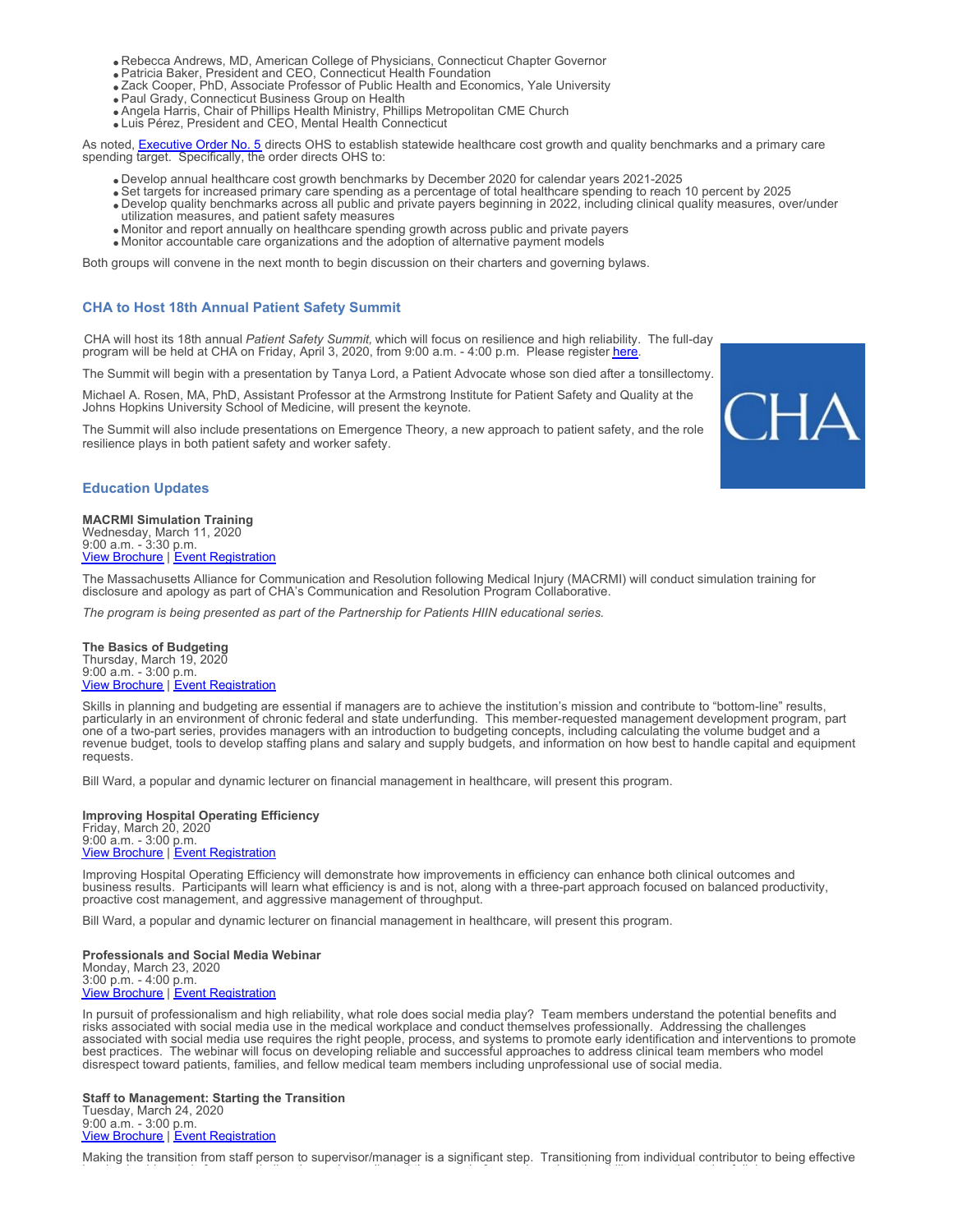- Rebecca Andrews, MD, American College of Physicians, Connecticut Chapter Governor
- Patricia Baker, President and CEO, Connecticut Health Foundation
- Zack Cooper, PhD, Associate Professor of Public Health and Economics, Yale University
- Paul Grady, Connecticut Business Group on Health
- Angela Harris, Chair of Phillips Health Ministry, Phillips Metropolitan CME Church
- Luis Pérez, President and CEO, Mental Health Connecticut

As noted, [Executive Order No. 5] directs OHS to establish statewide healthcare cost growth and quality benchmarks and a primary care spending target. Specifically, the order directs OHS to:

- Develop annual healthcare cost growth benchmarks by December 2020 for calendar years 2021-2025
- Set targets for increased primary care spending as a percentage of total healthcare spending to reach 10 percent by 2025
- Develop quality benchmarks across all public and private payers beginning in 2022, including clinical quality measures, over/under utilization measures, and patient safety measures
- Monitor and report annually on healthcare spending growth across public and private payers
- Monitor accountable care organizations and the adoption of alternative payment models

Both groups will convene in the next month to begin discussion on their charters and governing bylaws.

## CHA to Host 18th Annual Patient Safety Summit

CHA will host its 18th annual *Patient Safety Summit,* which will focus on resilience and high reliability. The full-day program will be held at CHA on Friday, April 3, 2020, from 9:00 a.m. - 4:00 p.m. Please register here.

The Summit will begin with a presentation by Tanya Lord, a Patient Advocate whose son died after a tonsillectomy.

Michael A. Rosen, MA, PhD, Assistant Professor at the Armstrong Institute for Patient Safety and Quality at the Johns Hopkins University School of Medicine, will present the keynote.

The Summit will also include presentations on Emergence Theory, a new approach to patient safety, and the role resilience plays in both patient safety and worker safety.

## Education Updates

**MACRMI Simulation Training**
Wednesday, March 11, 2020
9:00 a.m. - 3:30 p.m.
View Brochure | Event Registration

The Massachusetts Alliance for Communication and Resolution following Medical Injury (MACRMI) will conduct simulation training for disclosure and apology as part of CHA's Communication and Resolution Program Collaborative.

*The program is being presented as part of the Partnership for Patients HIIN educational series.*

**The Basics of Budgeting**
Thursday, March 19, 2020
9:00 a.m. - 3:00 p.m.
View Brochure | Event Registration

Skills in planning and budgeting are essential if managers are to achieve the institution's mission and contribute to "bottom-line" results, particularly in an environment of chronic federal and state underfunding. This member-requested management development program, part one of a two-part series, provides managers with an introduction to budgeting concepts, including calculating the volume budget and a revenue budget, tools to develop staffing plans and salary and supply budgets, and information on how best to handle capital and equipment requests.

Bill Ward, a popular and dynamic lecturer on financial management in healthcare, will present this program.

**Improving Hospital Operating Efficiency**
Friday, March 20, 2020
9:00 a.m. - 3:00 p.m.
View Brochure | Event Registration

Improving Hospital Operating Efficiency will demonstrate how improvements in efficiency can enhance both clinical outcomes and business results. Participants will learn what efficiency is and is not, along with a three-part approach focused on balanced productivity, proactive cost management, and aggressive management of throughput.

Bill Ward, a popular and dynamic lecturer on financial management in healthcare, will present this program.

**Professionals and Social Media Webinar**
Monday, March 23, 2020
3:00 p.m. - 4:00 p.m.
View Brochure | Event Registration

In pursuit of professionalism and high reliability, what role does social media play? Team members understand the potential benefits and risks associated with social media use in the medical workplace and conduct themselves professionally. Addressing the challenges associated with social media use requires the right people, process, and systems to promote early identification and interventions to promote best practices. The webinar will focus on developing reliable and successful approaches to address clinical team members who model disrespect toward patients, families, and fellow medical team members including unprofessional use of social media.

**Staff to Management: Starting the Transition**
Tuesday, March 24, 2020
9:00 a.m. - 3:00 p.m.
View Brochure | Event Registration

Making the transition from staff person to supervisor/manager is a significant step. Transitioning from individual contributor to being effective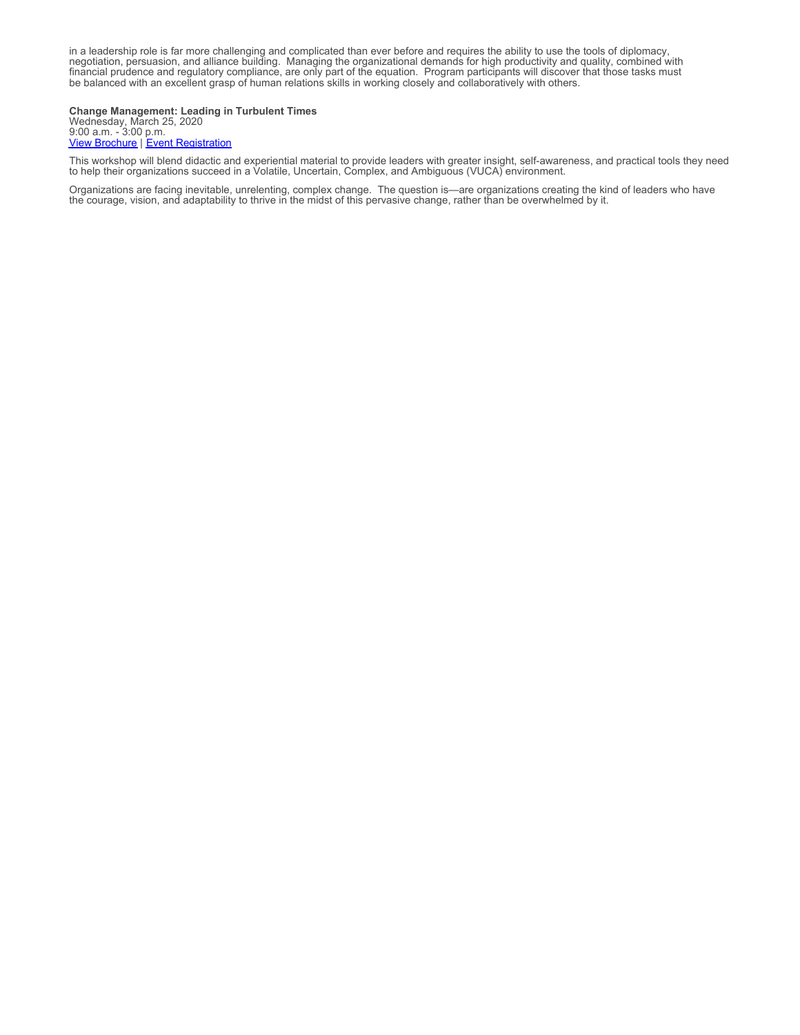in a leadership role is far more challenging and complicated than ever before and requires the ability to use the tools of diplomacy, negotiation, persuasion, and alliance building. Managing the organizational demands for high productivity and quality, combined with financial prudence and regulatory compliance, are only part of the equation. Program participants will discover that those tasks must be balanced with an excellent grasp of human relations skills in working closely and collaboratively with others.

**Change Management: Leading in Turbulent Times**
Wednesday, March 25, 2020
9:00 a.m. - 3:00 p.m.
View Brochure | Event Registration

This workshop will blend didactic and experiential material to provide leaders with greater insight, self-awareness, and practical tools they need to help their organizations succeed in a Volatile, Uncertain, Complex, and Ambiguous (VUCA) environment.

Organizations are facing inevitable, unrelenting, complex change. The question is—are organizations creating the kind of leaders who have the courage, vision, and adaptability to thrive in the midst of this pervasive change, rather than be overwhelmed by it.